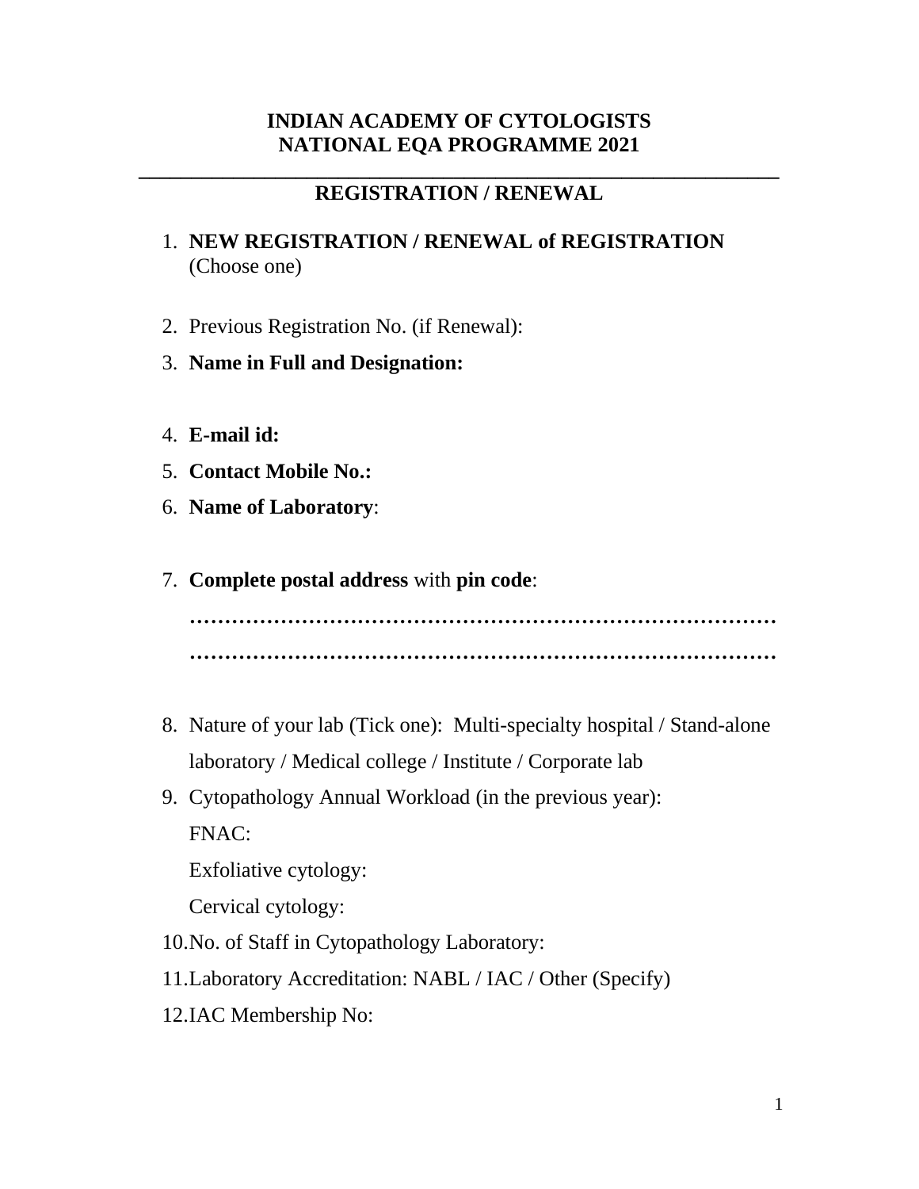**INDIAN ACADEMY OF CYTOLOGISTS**
**NATIONAL EQA PROGRAMME 2021**

---

## REGISTRATION / RENEWAL

1. **NEW REGISTRATION / RENEWAL of REGISTRATION** (Choose one)

2. Previous Registration No. (if Renewal):

3. **Name in Full and Designation:**

4. **E-mail id:**

5. **Contact Mobile No.:**

6. **Name of Laboratory**:

7. **Complete postal address** with **pin code**:

   **…………………………………………………………………………**

   **…………………………………………………………………………**

8. Nature of your lab (Tick one): Multi-specialty hospital / Stand-alone laboratory / Medical college / Institute / Corporate lab

9. Cytopathology Annual Workload (in the previous year):

   FNAC:

   Exfoliative cytology:

   Cervical cytology:

10. No. of Staff in Cytopathology Laboratory:

11. Laboratory Accreditation: NABL / IAC / Other (Specify)

12. IAC Membership No: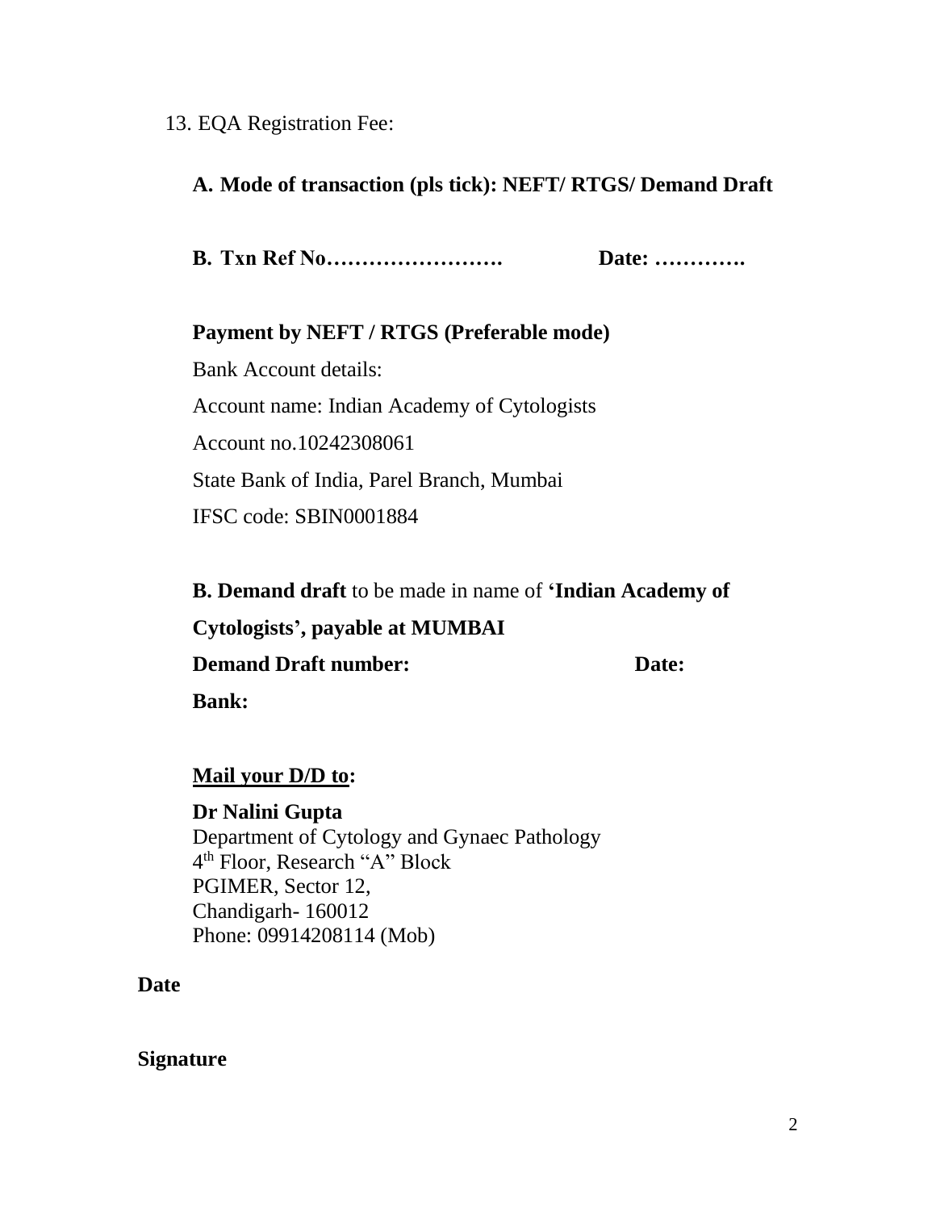13. EQA Registration Fee:

**A. Mode of transaction (pls tick): NEFT/ RTGS/ Demand Draft**

**B. Txn Ref No…………………….  Date: ………….**

**Payment by NEFT / RTGS (Preferable mode)**

Bank Account details:

Account name: Indian Academy of Cytologists

Account no.10242308061

State Bank of India, Parel Branch, Mumbai

IFSC code: SBIN0001884

**B. Demand draft** to be made in name of **'Indian Academy of Cytologists', payable at MUMBAI**

**Demand Draft number:  Date:**

**Bank:**

**<u>Mail your D/D to</u>:**

**Dr Nalini Gupta**
Department of Cytology and Gynaec Pathology
4th Floor, Research "A" Block
PGIMER, Sector 12,
Chandigarh- 160012
Phone: 09914208114 (Mob)

**Date**

**Signature**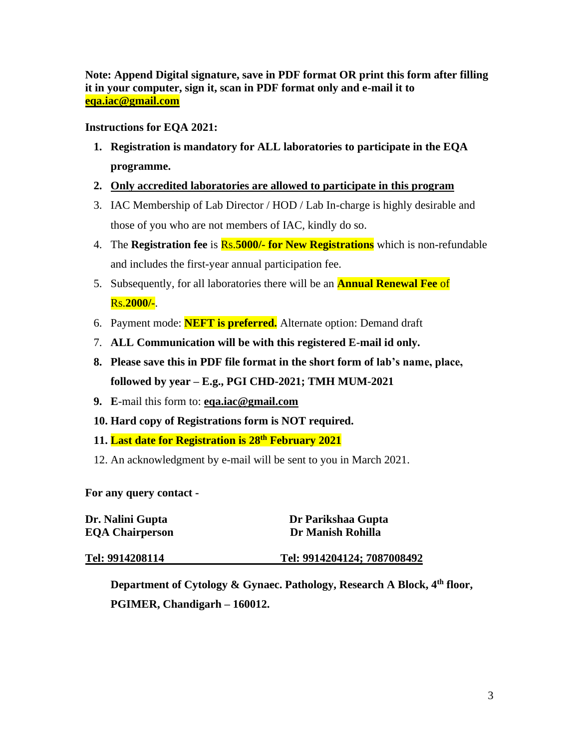**Note: Append Digital signature, save in PDF format OR print this form after filling it in your computer, sign it, scan in PDF format only and e-mail it to eqa.iac@gmail.com**

**Instructions for EQA 2021:**

1. **Registration is mandatory for ALL laboratories to participate in the EQA programme.**
2. **Only accredited laboratories are allowed to participate in this program**
3. IAC Membership of Lab Director / HOD / Lab In-charge is highly desirable and those of you who are not members of IAC, kindly do so.
4. The **Registration fee** is Rs.**5000/- for New Registrations** which is non-refundable and includes the first-year annual participation fee.
5. Subsequently, for all laboratories there will be an **Annual Renewal Fee** of Rs.**2000/-**.
6. Payment mode: **NEFT is preferred.** Alternate option: Demand draft
7. **ALL Communication will be with this registered E-mail id only.**
8. **Please save this in PDF file format in the short form of lab's name, place, followed by year – E.g., PGI CHD-2021; TMH MUM-2021**
9. **E**-mail this form to: **eqa.iac@gmail.com**
10. **Hard copy of Registrations form is NOT required.**
11. **Last date for Registration is 28th February 2021**
12. An acknowledgment by e-mail will be sent to you in March 2021.

**For any query contact -**

**Dr. Nalini Gupta**
**EQA Chairperson**
**Tel: 9914208114**

**Dr Parikshaa Gupta**
**Dr Manish Rohilla**
**Tel: 9914204124; 7087008492**

**Department of Cytology & Gynaec. Pathology, Research A Block, 4th floor, PGIMER, Chandigarh – 160012.**